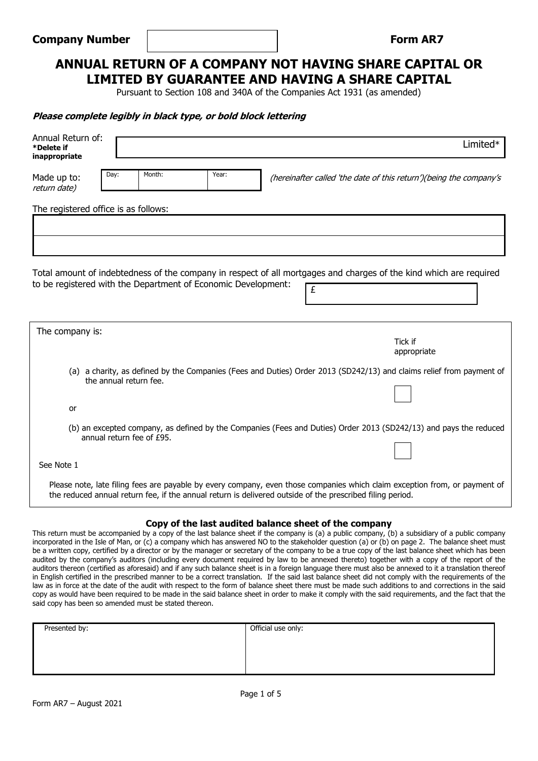**Company Number** | | **Form AR7**

# ANNUAL RETURN OF A COMPANY NOT HAVING SHARE CAPITAL OR LIMITED BY GUARANTEE AND HAVING A SHARE CAPITAL

Pursuant to Section 108 and 340A of the Companies Act 1931 (as amended)

***Please complete legibly in black type, or bold block lettering***

| Annual Return of: **\*Delete if inappropriate** | Limited* |
|---|---|

| Made up to: *return date)* | Day: | Month: | Year: | *(hereinafter called 'the date of this return')(being the company's* |
|---|---|---|---|---|

The registered office is as follows:

| |
|---|
| |

Total amount of indebtedness of the company in respect of all mortgages and charges of the kind which are required to be registered with the Department of Economic Development: £

The company is:

Tick if appropriate

(a) a charity, as defined by the Companies (Fees and Duties) Order 2013 (SD242/13) and claims relief from payment of the annual return fee. ☐

or

(b) an excepted company, as defined by the Companies (Fees and Duties) Order 2013 (SD242/13) and pays the reduced annual return fee of £95. ☐

See Note 1

Please note, late filing fees are payable by every company, even those companies which claim exception from, or payment of the reduced annual return fee, if the annual return is delivered outside of the prescribed filing period.

### Copy of the last audited balance sheet of the company

This return must be accompanied by a copy of the last balance sheet if the company is (a) a public company, (b) a subsidiary of a public company incorporated in the Isle of Man, or (c) a company which has answered NO to the stakeholder question (a) or (b) on page 2. The balance sheet must be a written copy, certified by a director or by the manager or secretary of the company to be a true copy of the last balance sheet which has been audited by the company's auditors (including every document required by law to be annexed thereto) together with a copy of the report of the auditors thereon (certified as aforesaid) and if any such balance sheet is in a foreign language there must also be annexed to it a translation thereof in English certified in the prescribed manner to be a correct translation. If the said last balance sheet did not comply with the requirements of the law as in force at the date of the audit with respect to the form of balance sheet there must be made such additions to and corrections in the said copy as would have been required to be made in the said balance sheet in order to make it comply with the said requirements, and the fact that the said copy has been so amended must be stated thereon.

| Presented by: | Official use only: |
|---|---|
| | |

Form AR7 – August 2021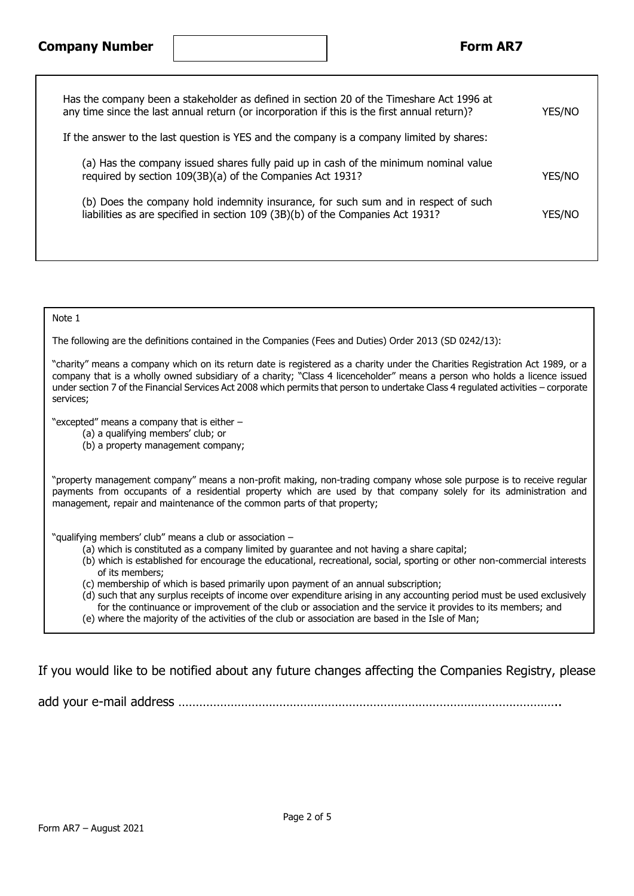**Company Number** | | **Form AR7**

| | |
|---|---|
| Has the company been a stakeholder as defined in section 20 of the Timeshare Act 1996 at any time since the last annual return (or incorporation if this is the first annual return)? | YES/NO |
| If the answer to the last question is YES and the company is a company limited by shares: | |
| (a) Has the company issued shares fully paid up in cash of the minimum nominal value required by section 109(3B)(a) of the Companies Act 1931? | YES/NO |
| (b) Does the company hold indemnity insurance, for such sum and in respect of such liabilities as are specified in section 109 (3B)(b) of the Companies Act 1931? | YES/NO |

Note 1

The following are the definitions contained in the Companies (Fees and Duties) Order 2013 (SD 0242/13):

"charity" means a company which on its return date is registered as a charity under the Charities Registration Act 1989, or a company that is a wholly owned subsidiary of a charity; "Class 4 licenceholder" means a person who holds a licence issued under section 7 of the Financial Services Act 2008 which permits that person to undertake Class 4 regulated activities – corporate services;

"excepted" means a company that is either –

(a) a qualifying members' club; or
(b) a property management company;

"property management company" means a non-profit making, non-trading company whose sole purpose is to receive regular payments from occupants of a residential property which are used by that company solely for its administration and management, repair and maintenance of the common parts of that property;

"qualifying members' club" means a club or association –

(a) which is constituted as a company limited by guarantee and not having a share capital;
(b) which is established for encourage the educational, recreational, social, sporting or other non-commercial interests of its members;
(c) membership of which is based primarily upon payment of an annual subscription;
(d) such that any surplus receipts of income over expenditure arising in any accounting period must be used exclusively for the continuance or improvement of the club or association and the service it provides to its members; and
(e) where the majority of the activities of the club or association are based in the Isle of Man;

If you would like to be notified about any future changes affecting the Companies Registry, please add your e-mail address ……………………………………………………………………………………………..

Form AR7 – August 2021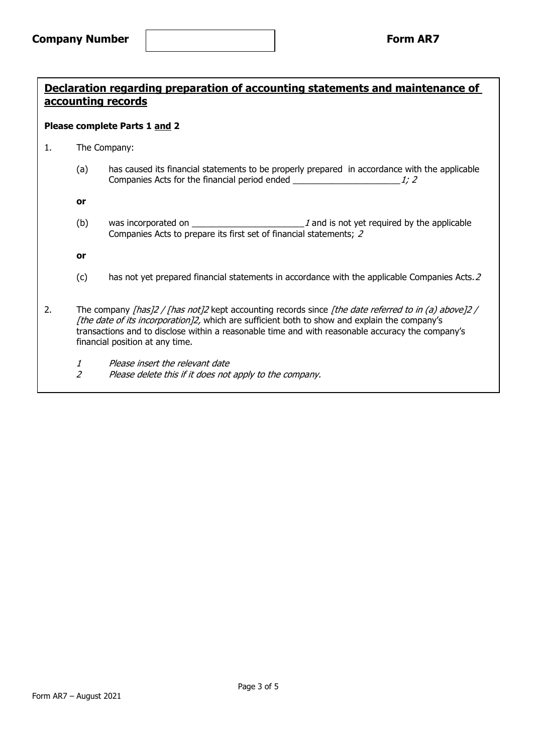**Company Number** | | **Form AR7**

## Declaration regarding preparation of accounting statements and maintenance of accounting records

**Please complete Parts 1 and 2**

1. The Company:

   (a) has caused its financial statements to be properly prepared in accordance with the applicable Companies Acts for the financial period ended ______________________ *1; 2*

   **or**

   (b) was incorporated on ______________________ *1* and is not yet required by the applicable Companies Acts to prepare its first set of financial statements; *2*

   **or**

   (c) has not yet prepared financial statements in accordance with the applicable Companies Acts. *2*

2. The company *[has]2 / [has not]2* kept accounting records since *[the date referred to in (a) above]2 / [the date of its incorporation]2,* which are sufficient both to show and explain the company's transactions and to disclose within a reasonable time and with reasonable accuracy the company's financial position at any time.

   *1 Please insert the relevant date*
   *2 Please delete this if it does not apply to the company.*

Form AR7 – August 2021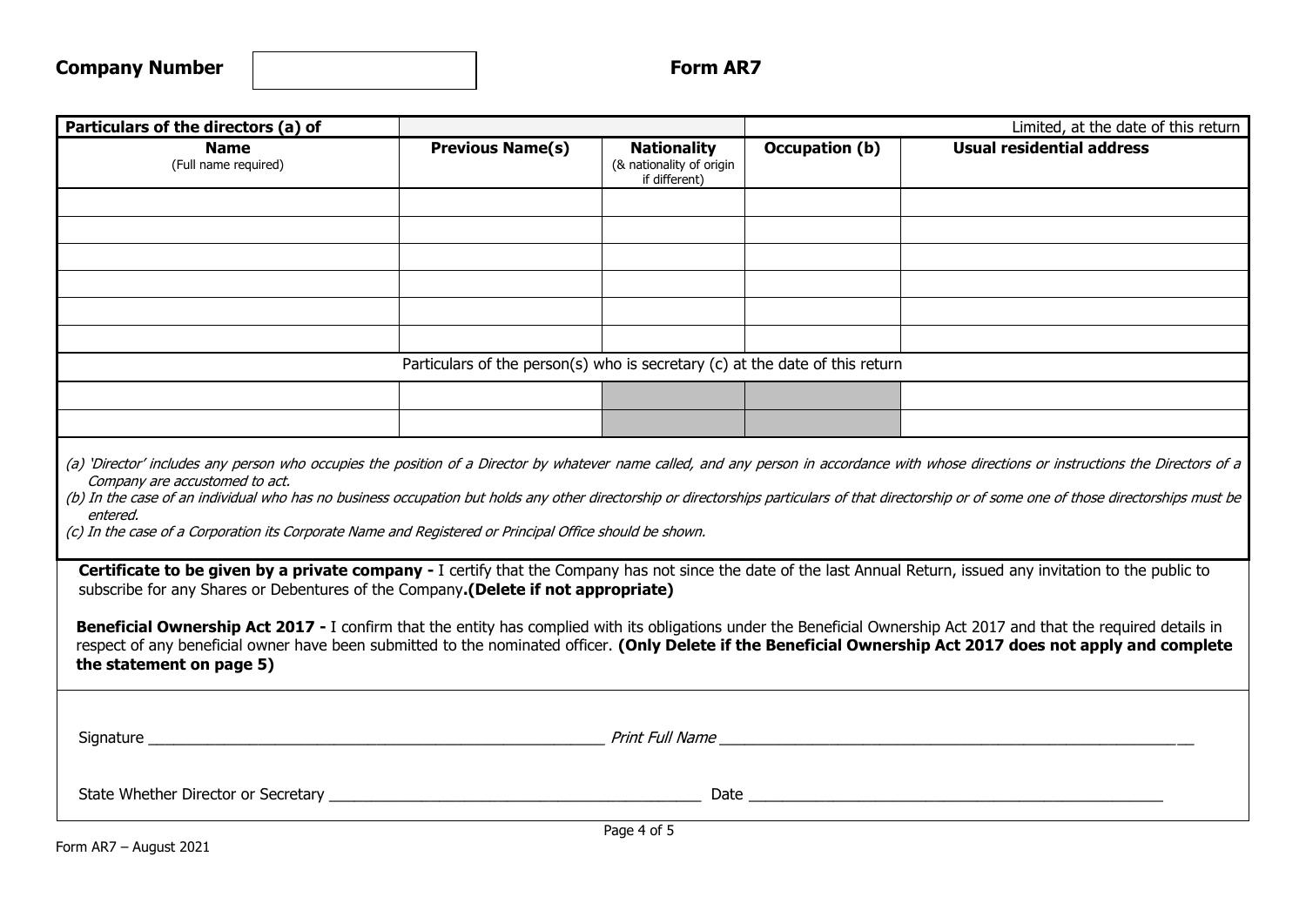**Company Number** | | **Form AR7**

| Particulars of the directors (a) of | | | | Limited, at the date of this return |
|---|---|---|---|---|
| **Name** (Full name required) | **Previous Name(s)** | **Nationality** (& nationality of origin if different) | **Occupation (b)** | **Usual residential address** |
| | | | | |
| | | | | |
| | | | | |
| | | | | |
| | | | | |
| | | | | |
| Particulars of the person(s) who is secretary (c) at the date of this return | | | | |
| | | | | |
| | | | | |

*(a) 'Director' includes any person who occupies the position of a Director by whatever name called, and any person in accordance with whose directions or instructions the Directors of a Company are accustomed to act.*

*(b) In the case of an individual who has no business occupation but holds any other directorship or directorships particulars of that directorship or of some one of those directorships must be entered.*

*(c) In the case of a Corporation its Corporate Name and Registered or Principal Office should be shown.*

**Certificate to be given by a private company -** I certify that the Company has not since the date of the last Annual Return, issued any invitation to the public to subscribe for any Shares or Debentures of the Company**.(Delete if not appropriate)**

**Beneficial Ownership Act 2017 -** I confirm that the entity has complied with its obligations under the Beneficial Ownership Act 2017 and that the required details in respect of any beneficial owner have been submitted to the nominated officer. **(Only Delete if the Beneficial Ownership Act 2017 does not apply and complete the statement on page 5)**

Signature ______________________________ *Print Full Name* ______________________________

State Whether Director or Secretary ______________________________ Date ______________________________

Form AR7 – August 2021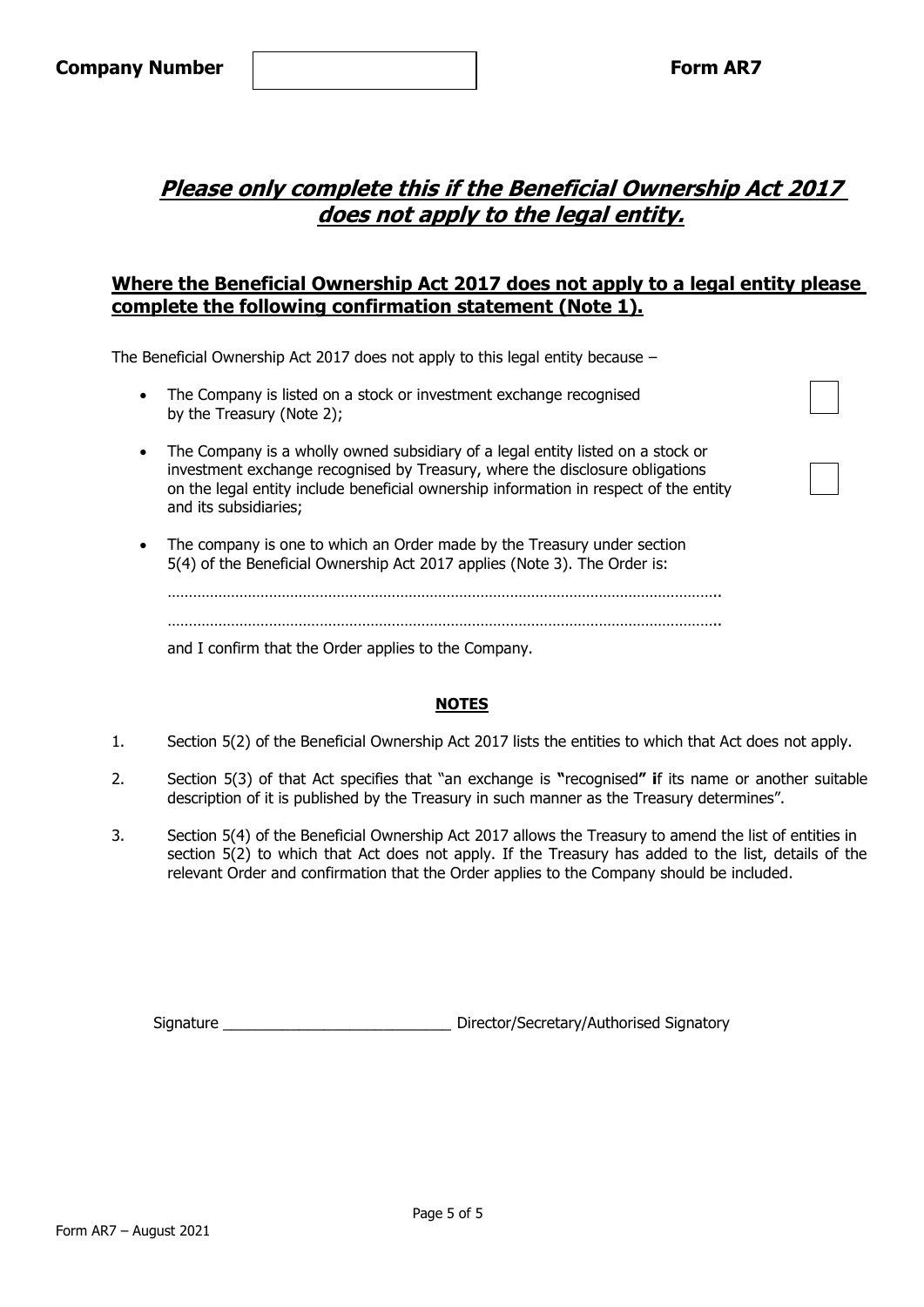**Company Number** | | **Form AR7**

## ***Please only complete this if the Beneficial Ownership Act 2017 does not apply to the legal entity.***

### **Where the Beneficial Ownership Act 2017 does not apply to a legal entity please complete the following confirmation statement (Note 1).**

The Beneficial Ownership Act 2017 does not apply to this legal entity because –

- The Company is listed on a stock or investment exchange recognised by the Treasury (Note 2); ☐
- The Company is a wholly owned subsidiary of a legal entity listed on a stock or investment exchange recognised by Treasury, where the disclosure obligations on the legal entity include beneficial ownership information in respect of the entity and its subsidiaries; ☐
- The company is one to which an Order made by the Treasury under section 5(4) of the Beneficial Ownership Act 2017 applies (Note 3). The Order is:

  ……………………………………………………………………………………………………………..

  ……………………………………………………………………………………………………………..

  and I confirm that the Order applies to the Company.

**NOTES**

1. Section 5(2) of the Beneficial Ownership Act 2017 lists the entities to which that Act does not apply.
2. Section 5(3) of that Act specifies that "an exchange is **"**recognised**" i**f its name or another suitable description of it is published by the Treasury in such manner as the Treasury determines".
3. Section 5(4) of the Beneficial Ownership Act 2017 allows the Treasury to amend the list of entities in section 5(2) to which that Act does not apply. If the Treasury has added to the list, details of the relevant Order and confirmation that the Order applies to the Company should be included.

Signature ___________________________ Director/Secretary/Authorised Signatory

Form AR7 – August 2021